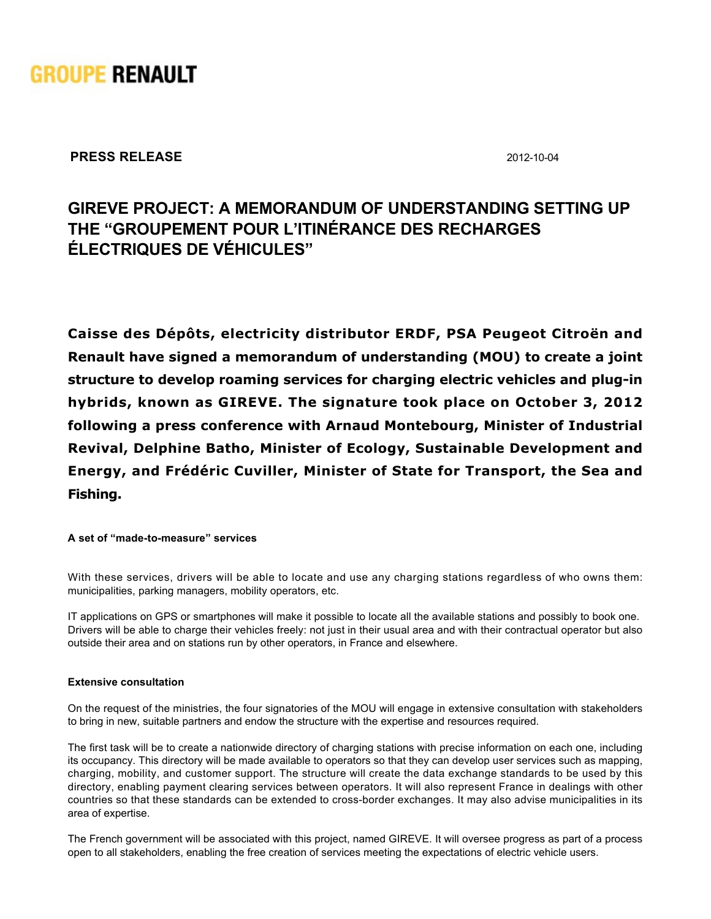GROUPE RENAULT

**PRESS RELEASE** 2012-10-04

# GIREVE PROJECT: A MEMORANDUM OF UNDERSTANDING SETTING UP THE "GROUPEMENT POUR L'ITINÉRANCE DES RECHARGES ÉLECTRIQUES DE VÉHICULES"

**Caisse des Dépôts, electricity distributor ERDF, PSA Peugeot Citroën and Renault have signed a memorandum of understanding (MOU) to create a joint structure to develop roaming services for charging electric vehicles and plug-in hybrids, known as GIREVE. The signature took place on October 3, 2012 following a press conference with Arnaud Montebourg, Minister of Industrial Revival, Delphine Batho, Minister of Ecology, Sustainable Development and Energy, and Frédéric Cuviller, Minister of State for Transport, the Sea and Fishing.**

#### A set of "made-to-measure" services

With these services, drivers will be able to locate and use any charging stations regardless of who owns them: municipalities, parking managers, mobility operators, etc.

IT applications on GPS or smartphones will make it possible to locate all the available stations and possibly to book one. Drivers will be able to charge their vehicles freely: not just in their usual area and with their contractual operator but also outside their area and on stations run by other operators, in France and elsewhere.

#### Extensive consultation

On the request of the ministries, the four signatories of the MOU will engage in extensive consultation with stakeholders to bring in new, suitable partners and endow the structure with the expertise and resources required.

The first task will be to create a nationwide directory of charging stations with precise information on each one, including its occupancy. This directory will be made available to operators so that they can develop user services such as mapping, charging, mobility, and customer support. The structure will create the data exchange standards to be used by this directory, enabling payment clearing services between operators. It will also represent France in dealings with other countries so that these standards can be extended to cross-border exchanges. It may also advise municipalities in its area of expertise.

The French government will be associated with this project, named GIREVE. It will oversee progress as part of a process open to all stakeholders, enabling the free creation of services meeting the expectations of electric vehicle users.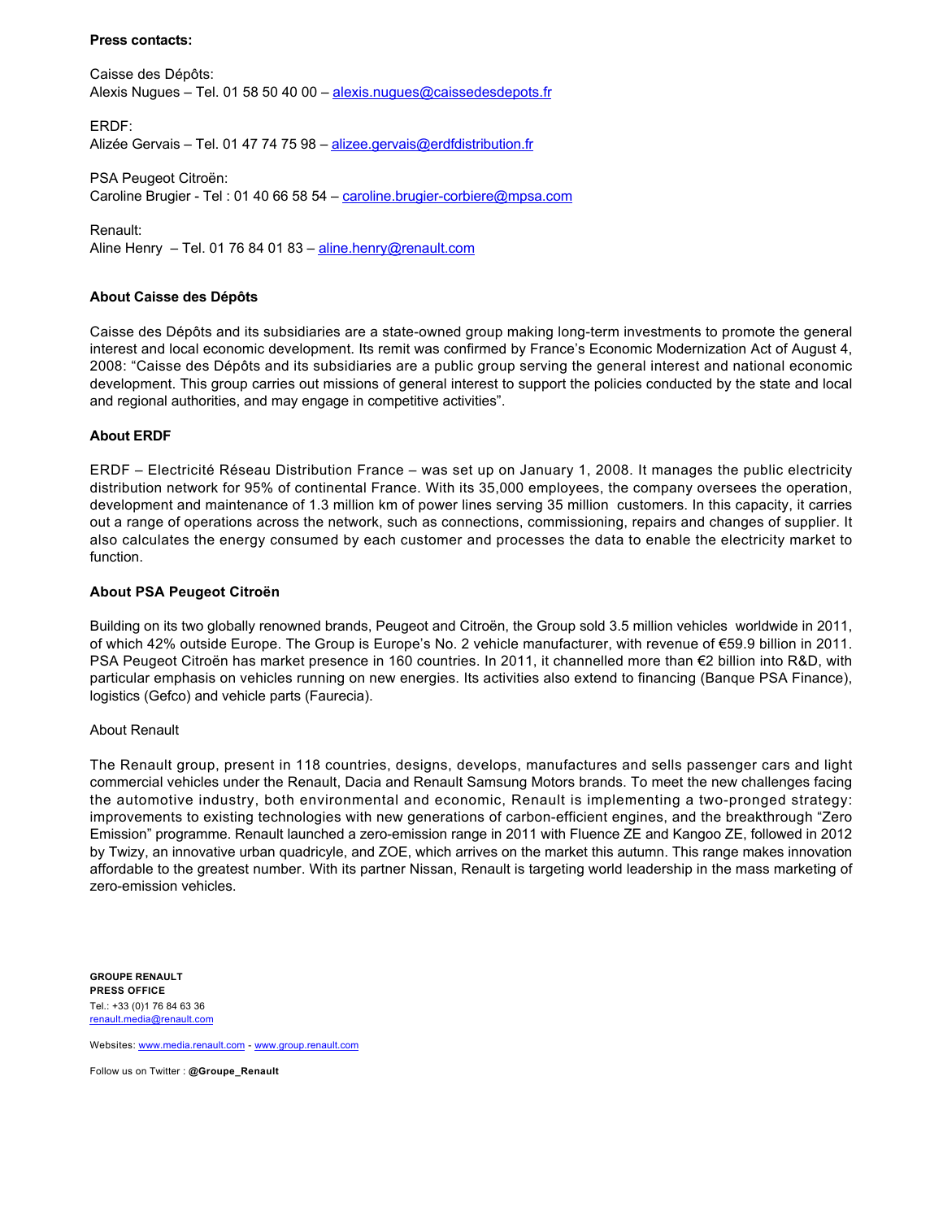**Press contacts:**

Caisse des Dépôts:
Alexis Nugues – Tel. 01 58 50 40 00 – alexis.nugues@caissedesdepots.fr

ERDF:
Alizée Gervais – Tel. 01 47 74 75 98 – alizee.gervais@erdfdistribution.fr

PSA Peugeot Citroën:
Caroline Brugier - Tel : 01 40 66 58 54 – caroline.brugier-corbiere@mpsa.com

Renault:
Aline Henry – Tel. 01 76 84 01 83 – aline.henry@renault.com

**About Caisse des Dépôts**

Caisse des Dépôts and its subsidiaries are a state-owned group making long-term investments to promote the general interest and local economic development. Its remit was confirmed by France's Economic Modernization Act of August 4, 2008: "Caisse des Dépôts and its subsidiaries are a public group serving the general interest and national economic development. This group carries out missions of general interest to support the policies conducted by the state and local and regional authorities, and may engage in competitive activities".

**About ERDF**

ERDF – Electricité Réseau Distribution France – was set up on January 1, 2008. It manages the public electricity distribution network for 95% of continental France. With its 35,000 employees, the company oversees the operation, development and maintenance of 1.3 million km of power lines serving 35 million customers. In this capacity, it carries out a range of operations across the network, such as connections, commissioning, repairs and changes of supplier. It also calculates the energy consumed by each customer and processes the data to enable the electricity market to function.

**About PSA Peugeot Citroën**

Building on its two globally renowned brands, Peugeot and Citroën, the Group sold 3.5 million vehicles worldwide in 2011, of which 42% outside Europe. The Group is Europe's No. 2 vehicle manufacturer, with revenue of €59.9 billion in 2011. PSA Peugeot Citroën has market presence in 160 countries. In 2011, it channelled more than €2 billion into R&D, with particular emphasis on vehicles running on new energies. Its activities also extend to financing (Banque PSA Finance), logistics (Gefco) and vehicle parts (Faurecia).

About Renault

The Renault group, present in 118 countries, designs, develops, manufactures and sells passenger cars and light commercial vehicles under the Renault, Dacia and Renault Samsung Motors brands. To meet the new challenges facing the automotive industry, both environmental and economic, Renault is implementing a two-pronged strategy: improvements to existing technologies with new generations of carbon-efficient engines, and the breakthrough "Zero Emission" programme. Renault launched a zero-emission range in 2011 with Fluence ZE and Kangoo ZE, followed in 2012 by Twizy, an innovative urban quadricyle, and ZOE, which arrives on the market this autumn. This range makes innovation affordable to the greatest number. With its partner Nissan, Renault is targeting world leadership in the mass marketing of zero-emission vehicles.

**GROUPE RENAULT**
**PRESS OFFICE**
Tel.: +33 (0)1 76 84 63 36
renault.media@renault.com

Websites: www.media.renault.com - www.group.renault.com

Follow us on Twitter : **@Groupe_Renault**